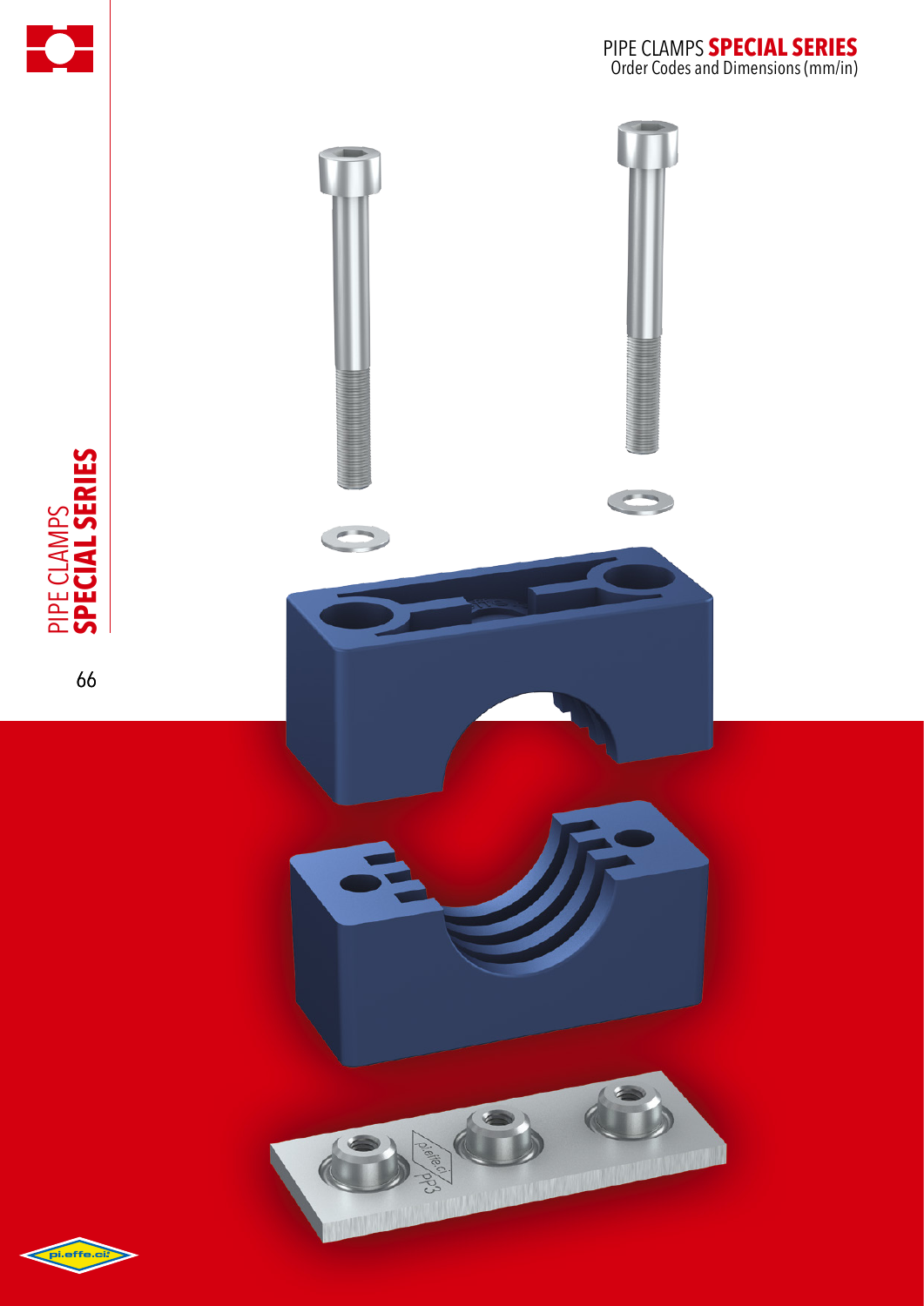# PIPE CLAMPS **SPECIAL SERIES**

Order Codes and Dimensions (mm/in)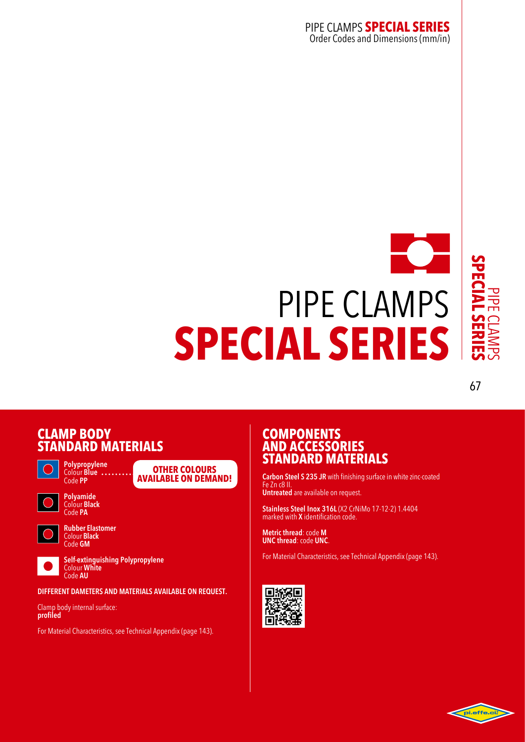# PIPE CLAMPS **SPECIAL SERIES**

## CLAMP BODY STANDARD MATERIALS

**Polypropylene**
Colour **Blue**
Code **PP**

**OTHER COLOURS AVAILABLE ON DEMAND!**

**Polyamide**
Colour **Black**
Code **PA**

**Rubber Elastomer**
Colour **Black**
Code **GM**

**Self-extinguishing Polypropylene**
Colour **White**
Code **AU**

**DIFFERENT DAMETERS AND MATERIALS AVAILABLE ON REQUEST.**

Clamp body internal surface:
**profiled**

For Material Characteristics, see Technical Appendix (page 143).

## COMPONENTS AND ACCESSORIES STANDARD MATERIALS

**Carbon Steel S 235 JR** with finishing surface in white zinc-coated Fe Zn c8 II.
**Untreated** are available on request.

**Stainless Steel Inox 316L** (X2 CrNiMo 17-12-2) 1.4404 marked with **X** identification code.

**Metric thread**: code **M**
**UNC thread**: code **UNC**.

For Material Characteristics, see Technical Appendix (page 143).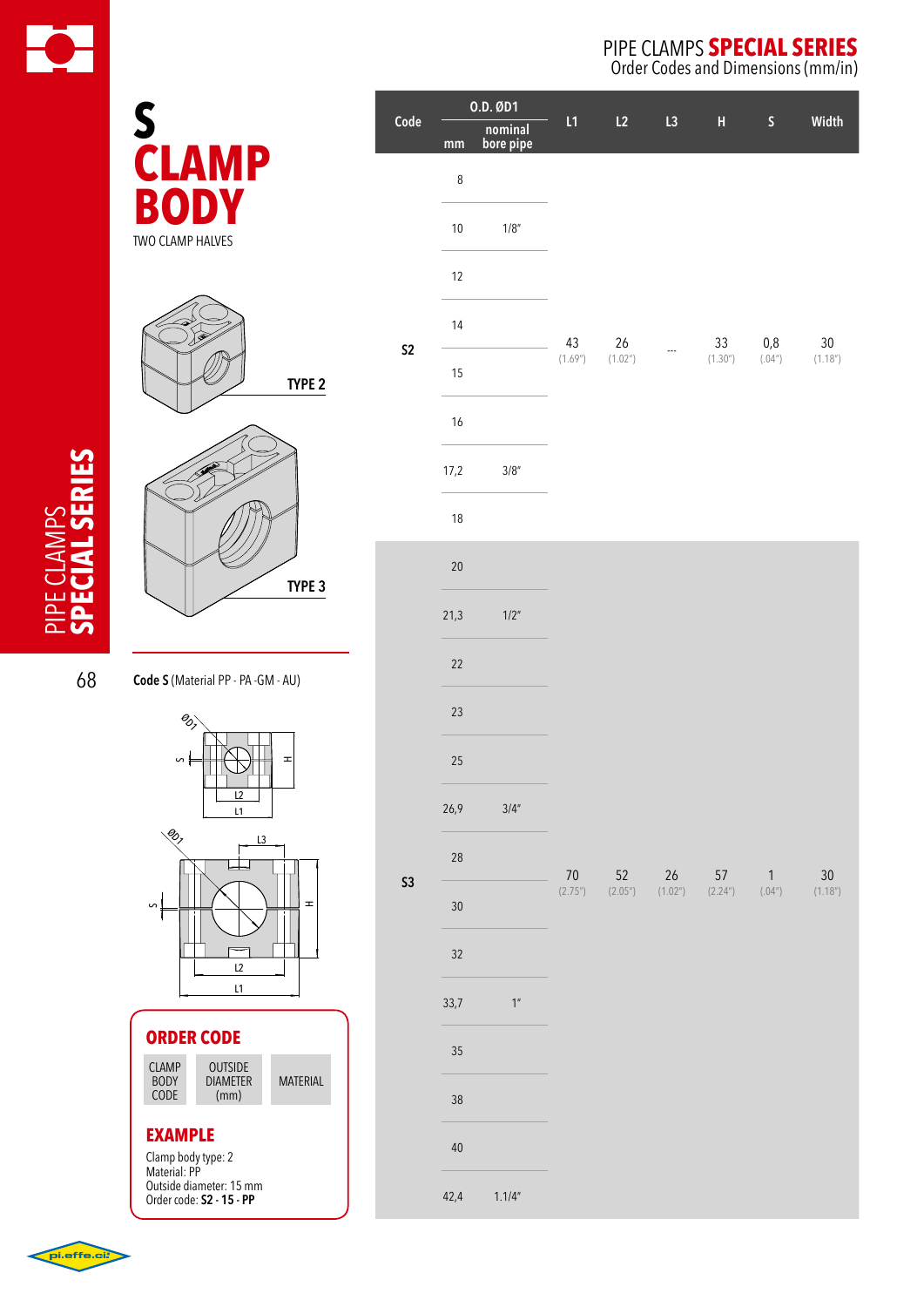# S CLAMP BODY

TWO CLAMP HALVES

TYPE 2

TYPE 3

**Code S** (Material PP - PA -GM - AU)

## ORDER CODE

| CLAMP BODY CODE | OUTSIDE DIAMETER (mm) | MATERIAL |
|---|---|---|

## EXAMPLE

Clamp body type: 2
Material: PP
Outside diameter: 15 mm
Order code: **S2 - 15 - PP**

| Code | O.D. ØD1 mm | O.D. ØD1 nominal bore pipe | L1 | L2 | L3 | H | S | Width |
|---|---|---|---|---|---|---|---|---|
| S2 | 8 | | 43 (1.69") | 26 (1.02") | --- | 33 (1.30") | 0,8 (.04") | 30 (1.18") |
| | 10 | 1/8" | | | | | | |
| | 12 | | | | | | | |
| | 14 | | | | | | | |
| | 15 | | | | | | | |
| | 16 | | | | | | | |
| | 17,2 | 3/8" | | | | | | |
| | 18 | | | | | | | |
| S3 | 20 | | 70 (2.75") | 52 (2.05") | 26 (1.02") | 57 (2.24") | 1 (.04") | 30 (1.18") |
| | 21,3 | 1/2" | | | | | | |
| | 22 | | | | | | | |
| | 23 | | | | | | | |
| | 25 | | | | | | | |
| | 26,9 | 3/4" | | | | | | |
| | 28 | | | | | | | |
| | 30 | | | | | | | |
| | 32 | | | | | | | |
| | 33,7 | 1" | | | | | | |
| | 35 | | | | | | | |
| | 38 | | | | | | | |
| | 40 | | | | | | | |
| | 42,4 | 1.1/4" | | | | | | |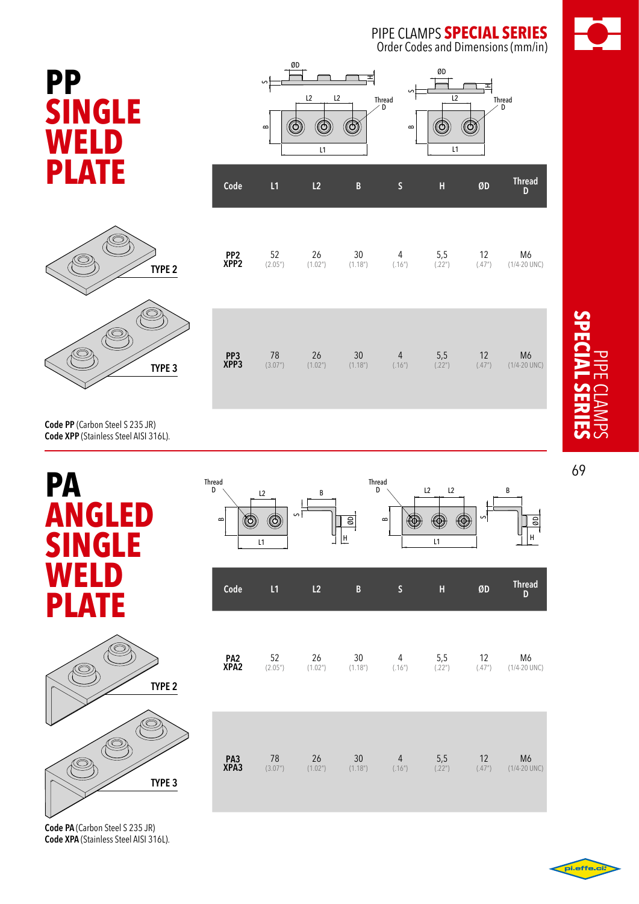# PIPE CLAMPS SPECIAL SERIES

Order Codes and Dimensions (mm/in)

## PP SINGLE WELD PLATE

TYPE 2

TYPE 3

| Code | L1 | L2 | B | S | H | ØD | Thread D |
|---|---|---|---|---|---|---|---|
| PP2<br>XPP2 | 52<br>(2.05") | 26<br>(1.02") | 30<br>(1.18") | 4<br>(.16") | 5,5<br>(.22") | 12<br>(.47") | M6<br>(1/4-20 UNC) |
| PP3<br>XPP3 | 78<br>(3.07") | 26<br>(1.02") | 30<br>(1.18") | 4<br>(.16") | 5,5<br>(.22") | 12<br>(.47") | M6<br>(1/4-20 UNC) |

**Code PP** (Carbon Steel S 235 JR)
**Code XPP** (Stainless Steel AISI 316L).

## PA ANGLED SINGLE WELD PLATE

TYPE 2

TYPE 3

| Code | L1 | L2 | B | S | H | ØD | Thread D |
|---|---|---|---|---|---|---|---|
| PA2<br>XPA2 | 52<br>(2.05") | 26<br>(1.02") | 30<br>(1.18") | 4<br>(.16") | 5,5<br>(.22") | 12<br>(.47") | M6<br>(1/4-20 UNC) |
| PA3<br>XPA3 | 78<br>(3.07") | 26<br>(1.02") | 30<br>(1.18") | 4<br>(.16") | 5,5<br>(.22") | 12<br>(.47") | M6<br>(1/4-20 UNC) |

**Code PA** (Carbon Steel S 235 JR)
**Code XPA** (Stainless Steel AISI 316L).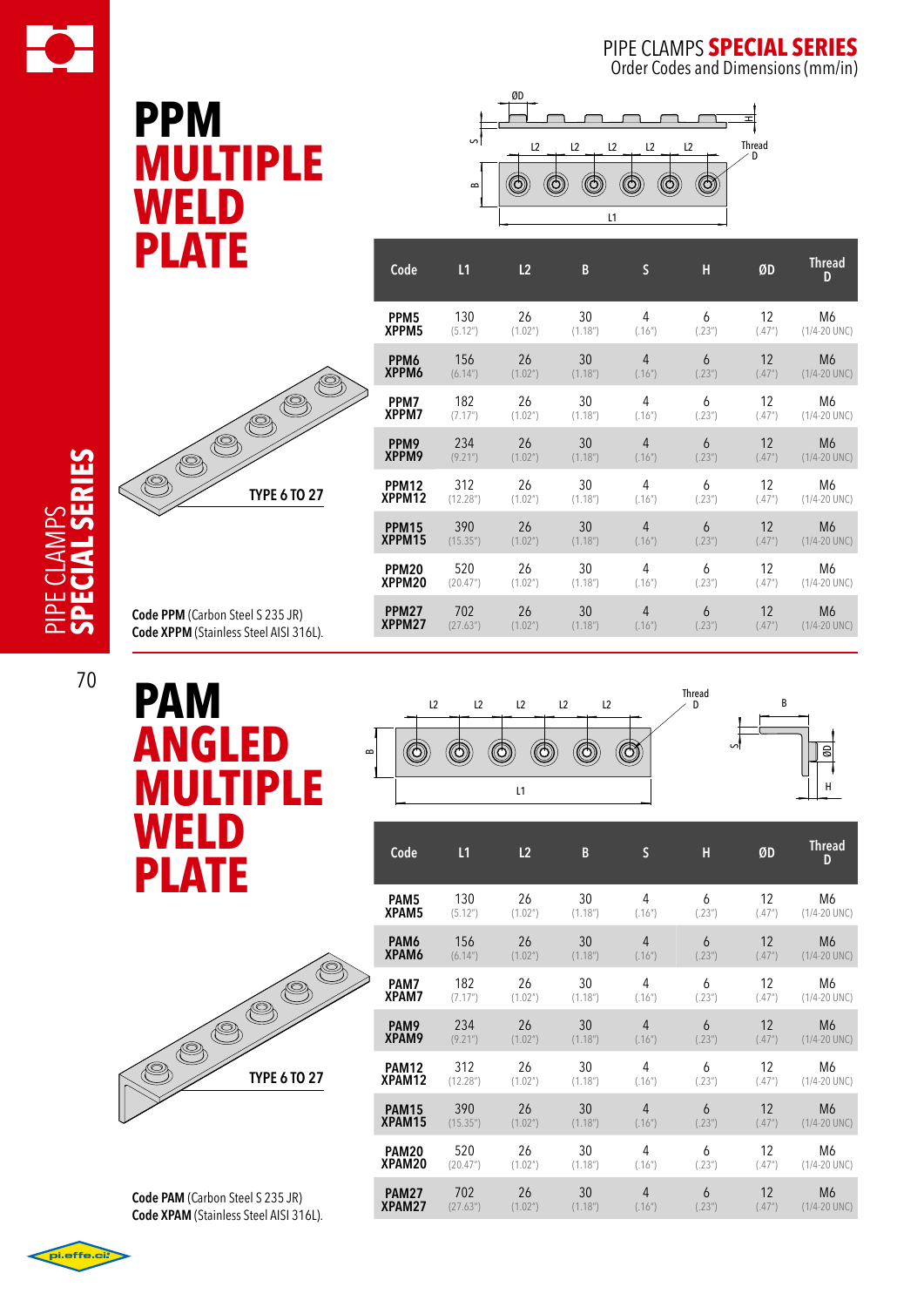# PPM MULTIPLE WELD PLATE

TYPE 6 TO 27

**Code PPM** (Carbon Steel S 235 JR)
**Code XPPM** (Stainless Steel AISI 316L).

| Code | L1 | L2 | B | S | H | ØD | Thread D |
|---|---|---|---|---|---|---|---|
| PPM5 XPPM5 | 130 (5.12") | 26 (1.02") | 30 (1.18") | 4 (.16") | 6 (.23") | 12 (.47") | M6 (1/4-20 UNC) |
| PPM6 XPPM6 | 156 (6.14") | 26 (1.02") | 30 (1.18") | 4 (.16") | 6 (.23") | 12 (.47") | M6 (1/4-20 UNC) |
| PPM7 XPPM7 | 182 (7.17") | 26 (1.02") | 30 (1.18") | 4 (.16") | 6 (.23") | 12 (.47") | M6 (1/4-20 UNC) |
| PPM9 XPPM9 | 234 (9.21") | 26 (1.02") | 30 (1.18") | 4 (.16") | 6 (.23") | 12 (.47") | M6 (1/4-20 UNC) |
| PPM12 XPPM12 | 312 (12.28") | 26 (1.02") | 30 (1.18") | 4 (.16") | 6 (.23") | 12 (.47") | M6 (1/4-20 UNC) |
| PPM15 XPPM15 | 390 (15.35") | 26 (1.02") | 30 (1.18") | 4 (.16") | 6 (.23") | 12 (.47") | M6 (1/4-20 UNC) |
| PPM20 XPPM20 | 520 (20.47") | 26 (1.02") | 30 (1.18") | 4 (.16") | 6 (.23") | 12 (.47") | M6 (1/4-20 UNC) |
| PPM27 XPPM27 | 702 (27.63") | 26 (1.02") | 30 (1.18") | 4 (.16") | 6 (.23") | 12 (.47") | M6 (1/4-20 UNC) |

# PAM ANGLED MULTIPLE WELD PLATE

TYPE 6 TO 27

**Code PAM** (Carbon Steel S 235 JR)
**Code XPAM** (Stainless Steel AISI 316L).

| Code | L1 | L2 | B | S | H | ØD | Thread D |
|---|---|---|---|---|---|---|---|
| PAM5 XPAM5 | 130 (5.12") | 26 (1.02") | 30 (1.18") | 4 (.16") | 6 (.23") | 12 (.47") | M6 (1/4-20 UNC) |
| PAM6 XPAM6 | 156 (6.14") | 26 (1.02") | 30 (1.18") | 4 (.16") | 6 (.23") | 12 (.47") | M6 (1/4-20 UNC) |
| PAM7 XPAM7 | 182 (7.17") | 26 (1.02") | 30 (1.18") | 4 (.16") | 6 (.23") | 12 (.47") | M6 (1/4-20 UNC) |
| PAM9 XPAM9 | 234 (9.21") | 26 (1.02") | 30 (1.18") | 4 (.16") | 6 (.23") | 12 (.47") | M6 (1/4-20 UNC) |
| PAM12 XPAM12 | 312 (12.28") | 26 (1.02") | 30 (1.18") | 4 (.16") | 6 (.23") | 12 (.47") | M6 (1/4-20 UNC) |
| PAM15 XPAM15 | 390 (15.35") | 26 (1.02") | 30 (1.18") | 4 (.16") | 6 (.23") | 12 (.47") | M6 (1/4-20 UNC) |
| PAM20 XPAM20 | 520 (20.47") | 26 (1.02") | 30 (1.18") | 4 (.16") | 6 (.23") | 12 (.47") | M6 (1/4-20 UNC) |
| PAM27 XPAM27 | 702 (27.63") | 26 (1.02") | 30 (1.18") | 4 (.16") | 6 (.23") | 12 (.47") | M6 (1/4-20 UNC) |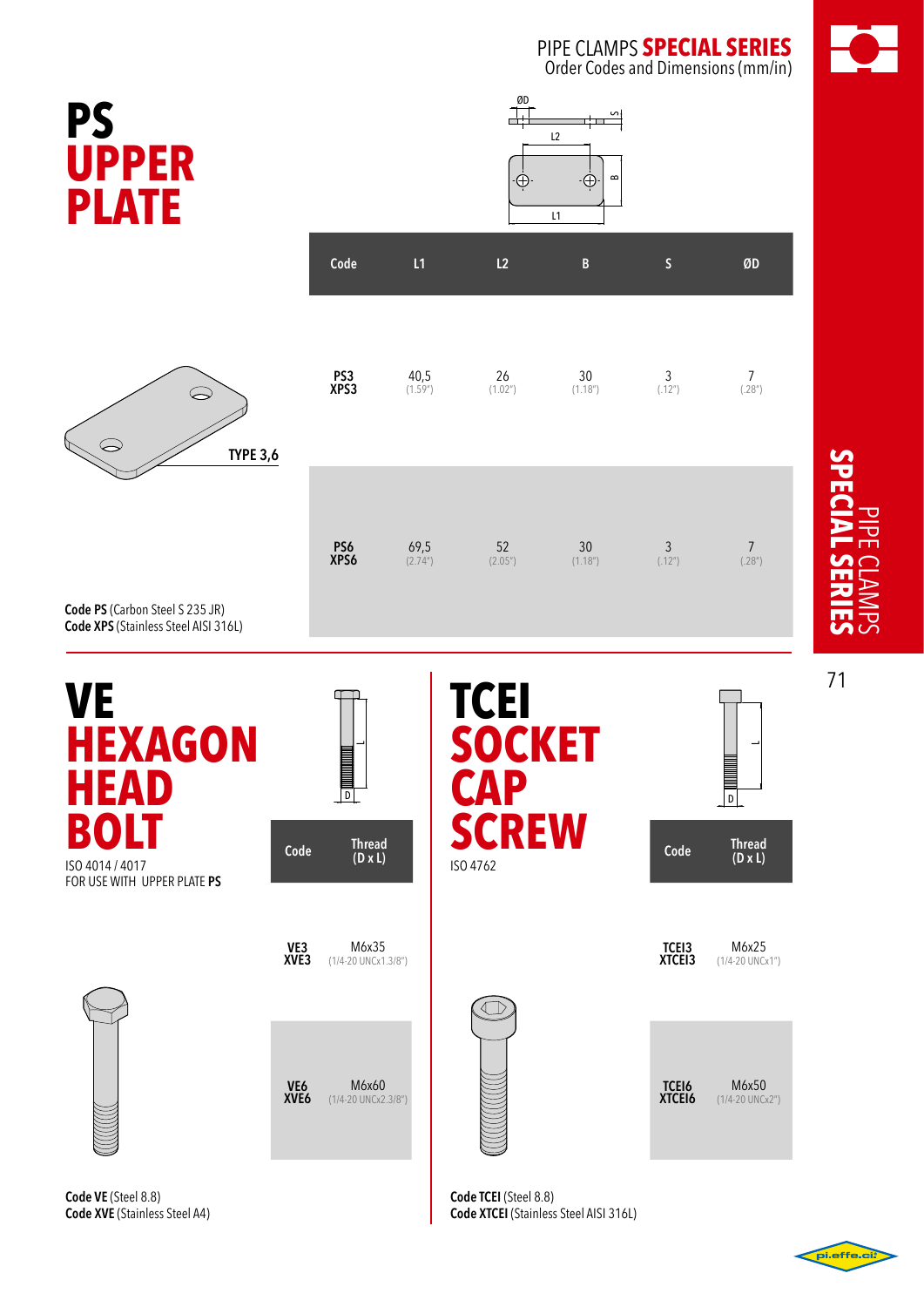# PS UPPER PLATE

TYPE 3,6

| Code | L1 | L2 | B | S | ØD |
|---|---|---|---|---|---|
| PS3<br>XPS3 | 40,5<br>(1.59") | 26<br>(1.02") | 30<br>(1.18") | 3<br>(.12") | 7<br>(.28") |
| PS6<br>XPS6 | 69,5<br>(2.74") | 52<br>(2.05") | 30<br>(1.18") | 3<br>(.12") | 7<br>(.28") |

**Code PS** (Carbon Steel S 235 JR)
**Code XPS** (Stainless Steel AISI 316L)

# VE HEXAGON HEAD BOLT

ISO 4014 / 4017
FOR USE WITH UPPER PLATE **PS**

| Code | Thread (D x L) |
|---|---|
| VE3<br>XVE3 | M6x35<br>(1/4-20 UNCx1.3/8") |
| VE6<br>XVE6 | M6x60<br>(1/4-20 UNCx2.3/8") |

**Code VE** (Steel 8.8)
**Code XVE** (Stainless Steel A4)

# TCEI SOCKET CAP SCREW

ISO 4762

| Code | Thread (D x L) |
|---|---|
| TCEI3<br>XTCEI3 | M6x25<br>(1/4-20 UNCx1") |
| TCEI6<br>XTCEI6 | M6x50<br>(1/4-20 UNCx2") |

**Code TCEI** (Steel 8.8)
**Code XTCEI** (Stainless Steel AISI 316L)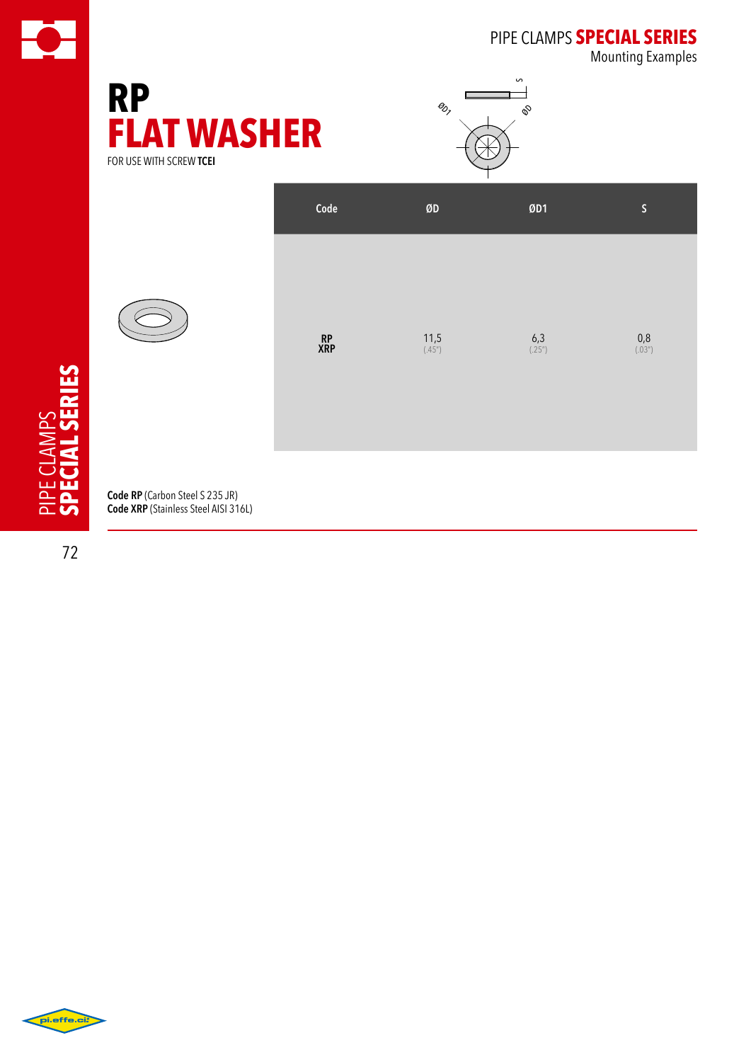# RP
# FLAT WASHER

FOR USE WITH SCREW **TCEI**

| Code | ØD | ØD1 | S |
|---|---|---|---|
| **RP** **XRP** | 11,5 (.45") | 6,3 (.25") | 0,8 (.03") |

**Code RP** (Carbon Steel S 235 JR)
**Code XRP** (Stainless Steel AISI 316L)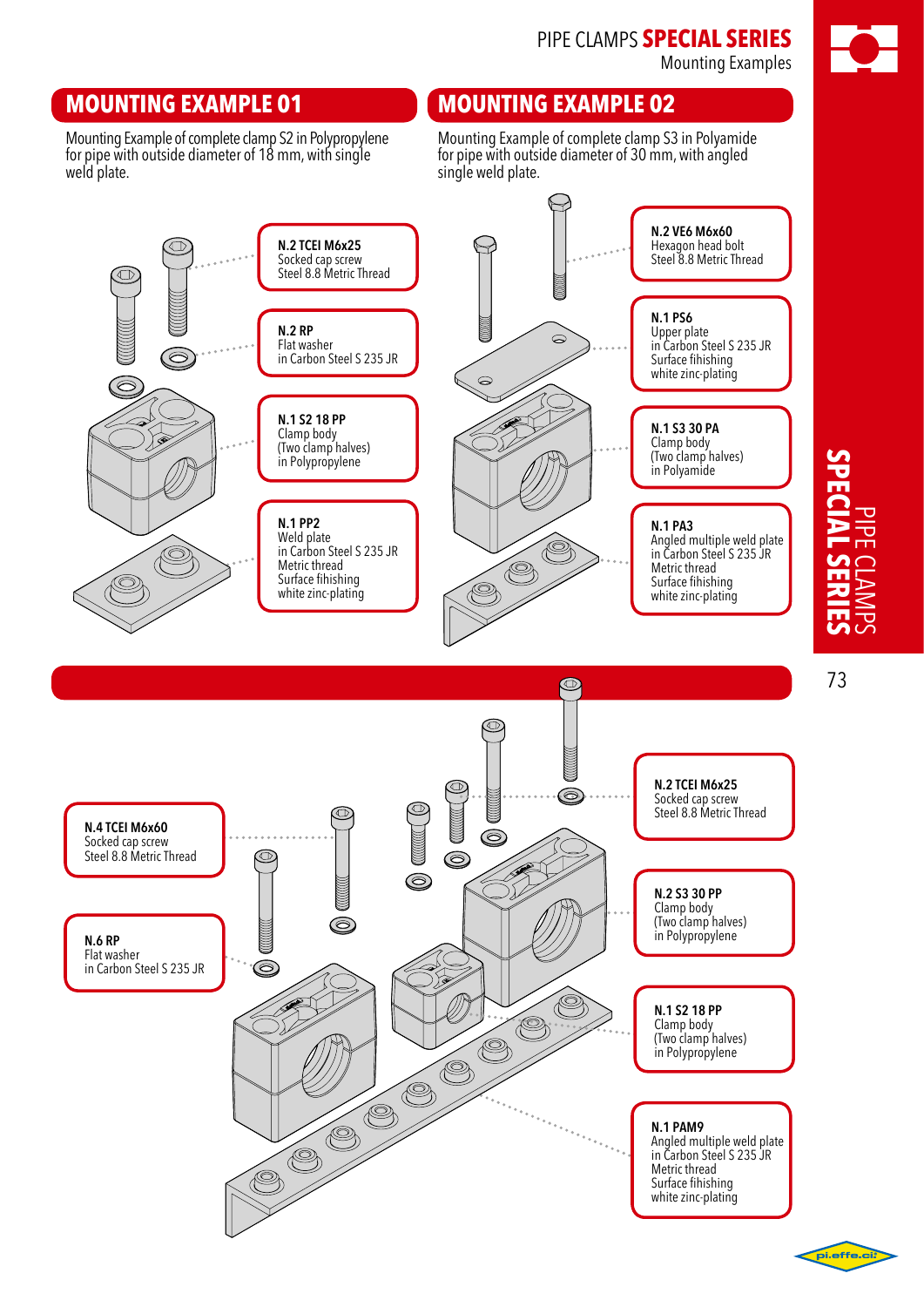## MOUNTING EXAMPLE 01

Mounting Example of complete clamp S2 in Polypropylene for pipe with outside diameter of 18 mm, with single weld plate.

**N.2 TCEI M6x25**
Socked cap screw
Steel 8.8 Metric Thread

**N.2 RP**
Flat washer
in Carbon Steel S 235 JR

**N.1 S2 18 PP**
Clamp body
(Two clamp halves)
in Polypropylene

**N.1 PP2**
Weld plate
in Carbon Steel S 235 JR
Metric thread
Surface fihishing
white zinc-plating

## MOUNTING EXAMPLE 02

Mounting Example of complete clamp S3 in Polyamide for pipe with outside diameter of 30 mm, with angled single weld plate.

**N.2 VE6 M6x60**
Hexagon head bolt
Steel 8.8 Metric Thread

**N.1 PS6**
Upper plate
in Carbon Steel S 235 JR
Surface fihishing
white zinc-plating

**N.1 S3 30 PA**
Clamp body
(Two clamp halves)
in Polyamide

**N.1 PA3**
Angled multiple weld plate
in Carbon Steel S 235 JR
Metric thread
Surface fihishing
white zinc-plating

**N.4 TCEI M6x60**
Socked cap screw
Steel 8.8 Metric Thread

**N.6 RP**
Flat washer
in Carbon Steel S 235 JR

**N.2 TCEI M6x25**
Socked cap screw
Steel 8.8 Metric Thread

**N.2 S3 30 PP**
Clamp body
(Two clamp halves)
in Polypropylene

**N.1 S2 18 PP**
Clamp body
(Two clamp halves)
in Polypropylene

**N.1 PAM9**
Angled multiple weld plate
in Carbon Steel S 235 JR
Metric thread
Surface fihishing
white zinc-plating